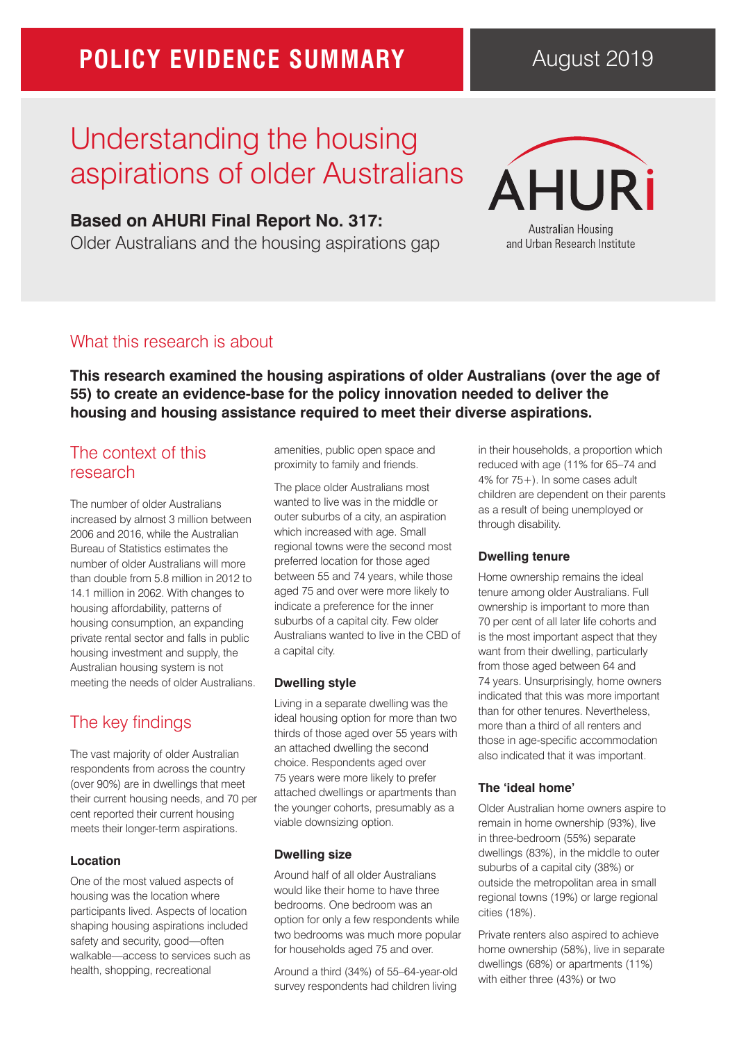**POLICY EVIDENCE SUMMARY**

August 2019

# Understanding the housing aspirations of older Australians

**Based on AHURI Final Report No. 317:**
Older Australians and the housing aspirations gap

AHURI
Australian Housing and Urban Research Institute

## What this research is about

**This research examined the housing aspirations of older Australians (over the age of 55) to create an evidence-base for the policy innovation needed to deliver the housing and housing assistance required to meet their diverse aspirations.**

## The context of this research

The number of older Australians increased by almost 3 million between 2006 and 2016, while the Australian Bureau of Statistics estimates the number of older Australians will more than double from 5.8 million in 2012 to 14.1 million in 2062. With changes to housing affordability, patterns of housing consumption, an expanding private rental sector and falls in public housing investment and supply, the Australian housing system is not meeting the needs of older Australians.

## The key findings

The vast majority of older Australian respondents from across the country (over 90%) are in dwellings that meet their current housing needs, and 70 per cent reported their current housing meets their longer-term aspirations.

### Location

One of the most valued aspects of housing was the location where participants lived. Aspects of location shaping housing aspirations included safety and security, good—often walkable—access to services such as health, shopping, recreational amenities, public open space and proximity to family and friends.

The place older Australians most wanted to live was in the middle or outer suburbs of a city, an aspiration which increased with age. Small regional towns were the second most preferred location for those aged between 55 and 74 years, while those aged 75 and over were more likely to indicate a preference for the inner suburbs of a capital city. Few older Australians wanted to live in the CBD of a capital city.

### Dwelling style

Living in a separate dwelling was the ideal housing option for more than two thirds of those aged over 55 years with an attached dwelling the second choice. Respondents aged over 75 years were more likely to prefer attached dwellings or apartments than the younger cohorts, presumably as a viable downsizing option.

### Dwelling size

Around half of all older Australians would like their home to have three bedrooms. One bedroom was an option for only a few respondents while two bedrooms was much more popular for households aged 75 and over.

Around a third (34%) of 55–64-year-old survey respondents had children living in their households, a proportion which reduced with age (11% for 65–74 and 4% for 75+). In some cases adult children are dependent on their parents as a result of being unemployed or through disability.

### Dwelling tenure

Home ownership remains the ideal tenure among older Australians. Full ownership is important to more than 70 per cent of all later life cohorts and is the most important aspect that they want from their dwelling, particularly from those aged between 64 and 74 years. Unsurprisingly, home owners indicated that this was more important than for other tenures. Nevertheless, more than a third of all renters and those in age-specific accommodation also indicated that it was important.

### The 'ideal home'

Older Australian home owners aspire to remain in home ownership (93%), live in three-bedroom (55%) separate dwellings (83%), in the middle to outer suburbs of a capital city (38%) or outside the metropolitan area in small regional towns (19%) or large regional cities (18%).

Private renters also aspired to achieve home ownership (58%), live in separate dwellings (68%) or apartments (11%) with either three (43%) or two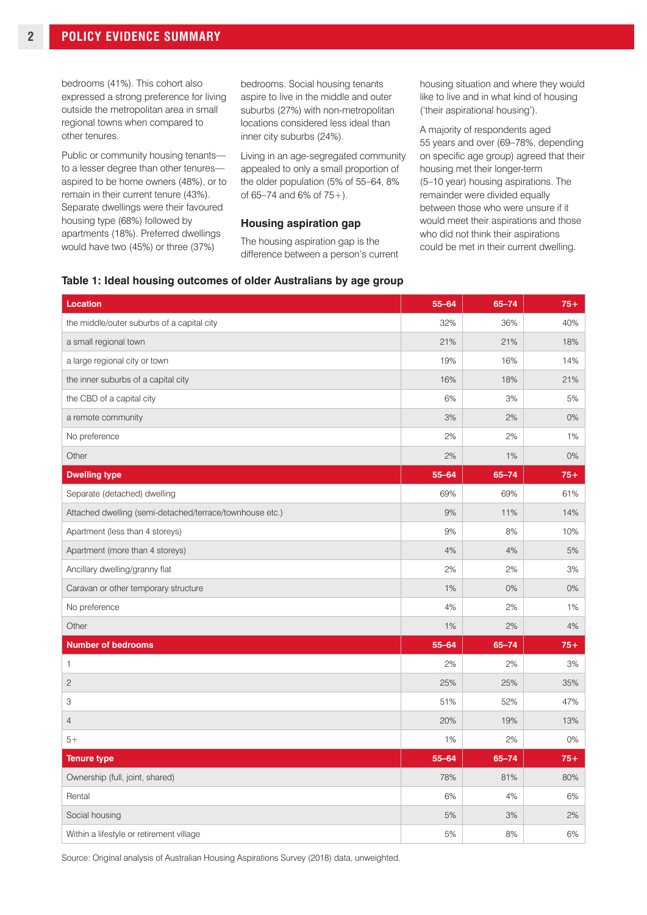bedrooms (41%). This cohort also expressed a strong preference for living outside the metropolitan area in small regional towns when compared to other tenures.

Public or community housing tenants—to a lesser degree than other tenures—aspired to be home owners (48%), or to remain in their current tenure (43%). Separate dwellings were their favoured housing type (68%) followed by apartments (18%). Preferred dwellings would have two (45%) or three (37%) bedrooms. Social housing tenants aspire to live in the middle and outer suburbs (27%) with non-metropolitan locations considered less ideal than inner city suburbs (24%).

Living in an age-segregated community appealed to only a small proportion of the older population (5% of 55–64, 8% of 65–74 and 6% of 75+).

### Housing aspiration gap

The housing aspiration gap is the difference between a person's current housing situation and where they would like to live and in what kind of housing ('their aspirational housing').

A majority of respondents aged 55 years and over (69–78%, depending on specific age group) agreed that their housing met their longer-term (5–10 year) housing aspirations. The remainder were divided equally between those who were unsure if it would meet their aspirations and those who did not think their aspirations could be met in their current dwelling.

**Table 1: Ideal housing outcomes of older Australians by age group**

| **Location** | **55–64** | **65–74** | **75+** |
|---|---|---|---|
| the middle/outer suburbs of a capital city | 32% | 36% | 40% |
| a small regional town | 21% | 21% | 18% |
| a large regional city or town | 19% | 16% | 14% |
| the inner suburbs of a capital city | 16% | 18% | 21% |
| the CBD of a capital city | 6% | 3% | 5% |
| a remote community | 3% | 2% | 0% |
| No preference | 2% | 2% | 1% |
| Other | 2% | 1% | 0% |
| **Dwelling type** | **55–64** | **65–74** | **75+** |
| Separate (detached) dwelling | 69% | 69% | 61% |
| Attached dwelling (semi-detached/terrace/townhouse etc.) | 9% | 11% | 14% |
| Apartment (less than 4 storeys) | 9% | 8% | 10% |
| Apartment (more than 4 storeys) | 4% | 4% | 5% |
| Ancillary dwelling/granny flat | 2% | 2% | 3% |
| Caravan or other temporary structure | 1% | 0% | 0% |
| No preference | 4% | 2% | 1% |
| Other | 1% | 2% | 4% |
| **Number of bedrooms** | **55–64** | **65–74** | **75+** |
| 1 | 2% | 2% | 3% |
| 2 | 25% | 25% | 35% |
| 3 | 51% | 52% | 47% |
| 4 | 20% | 19% | 13% |
| 5+ | 1% | 2% | 0% |
| **Tenure type** | **55–64** | **65–74** | **75+** |
| Ownership (full, joint, shared) | 78% | 81% | 80% |
| Rental | 6% | 4% | 6% |
| Social housing | 5% | 3% | 2% |
| Within a lifestyle or retirement village | 5% | 8% | 6% |

Source: Original analysis of Australian Housing Aspirations Survey (2018) data, unweighted.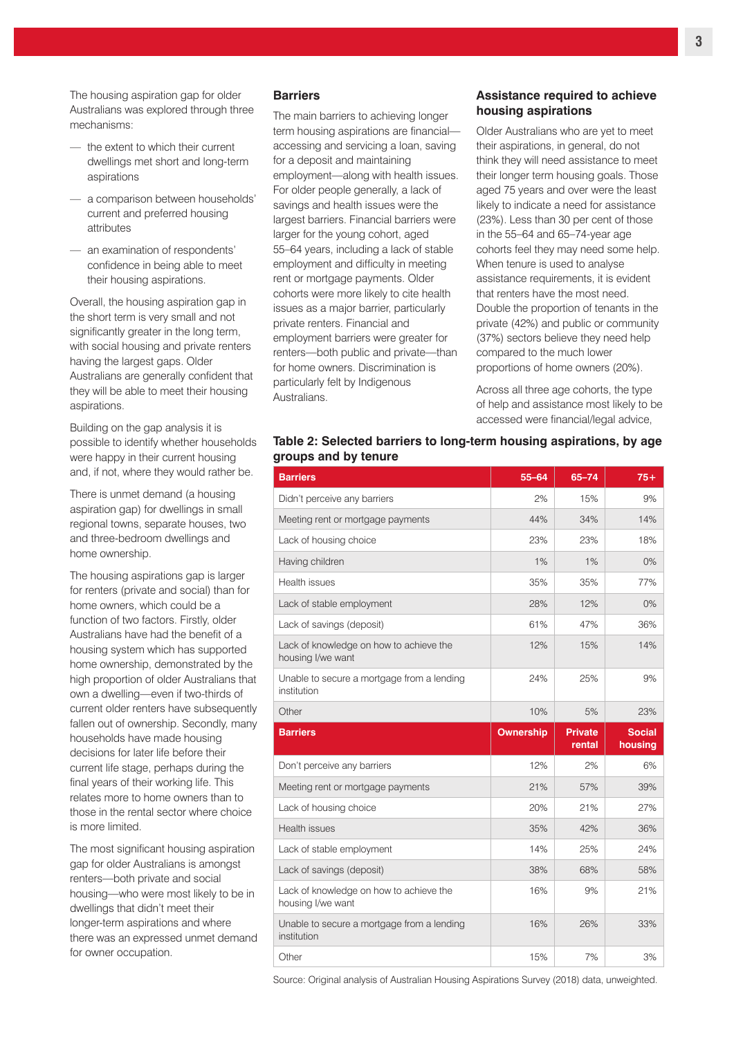The housing aspiration gap for older Australians was explored through three mechanisms:

- the extent to which their current dwellings met short and long-term aspirations
- a comparison between households' current and preferred housing attributes
- an examination of respondents' confidence in being able to meet their housing aspirations.

Overall, the housing aspiration gap in the short term is very small and not significantly greater in the long term, with social housing and private renters having the largest gaps. Older Australians are generally confident that they will be able to meet their housing aspirations.

Building on the gap analysis it is possible to identify whether households were happy in their current housing and, if not, where they would rather be.

There is unmet demand (a housing aspiration gap) for dwellings in small regional towns, separate houses, two and three-bedroom dwellings and home ownership.

The housing aspirations gap is larger for renters (private and social) than for home owners, which could be a function of two factors. Firstly, older Australians have had the benefit of a housing system which has supported home ownership, demonstrated by the high proportion of older Australians that own a dwelling—even if two-thirds of current older renters have subsequently fallen out of ownership. Secondly, many households have made housing decisions for later life before their current life stage, perhaps during the final years of their working life. This relates more to home owners than to those in the rental sector where choice is more limited.

The most significant housing aspiration gap for older Australians is amongst renters—both private and social housing—who were most likely to be in dwellings that didn't meet their longer-term aspirations and where there was an expressed unmet demand for owner occupation.

### Barriers

The main barriers to achieving longer term housing aspirations are financial—accessing and servicing a loan, saving for a deposit and maintaining employment—along with health issues. For older people generally, a lack of savings and health issues were the largest barriers. Financial barriers were larger for the young cohort, aged 55–64 years, including a lack of stable employment and difficulty in meeting rent or mortgage payments. Older cohorts were more likely to cite health issues as a major barrier, particularly private renters. Financial and employment barriers were greater for renters—both public and private—than for home owners. Discrimination is particularly felt by Indigenous Australians.

### Assistance required to achieve housing aspirations

Older Australians who are yet to meet their aspirations, in general, do not think they will need assistance to meet their longer term housing goals. Those aged 75 years and over were the least likely to indicate a need for assistance (23%). Less than 30 per cent of those in the 55–64 and 65–74-year age cohorts feel they may need some help. When tenure is used to analyse assistance requirements, it is evident that renters have the most need. Double the proportion of tenants in the private (42%) and public or community (37%) sectors believe they need help compared to the much lower proportions of home owners (20%).

Across all three age cohorts, the type of help and assistance most likely to be accessed were financial/legal advice,

**Table 2: Selected barriers to long-term housing aspirations, by age groups and by tenure**

| Barriers | 55–64 | 65–74 | 75+ |
|---|---|---|---|
| Didn't perceive any barriers | 2% | 15% | 9% |
| Meeting rent or mortgage payments | 44% | 34% | 14% |
| Lack of housing choice | 23% | 23% | 18% |
| Having children | 1% | 1% | 0% |
| Health issues | 35% | 35% | 77% |
| Lack of stable employment | 28% | 12% | 0% |
| Lack of savings (deposit) | 61% | 47% | 36% |
| Lack of knowledge on how to achieve the housing I/we want | 12% | 15% | 14% |
| Unable to secure a mortgage from a lending institution | 24% | 25% | 9% |
| Other | 10% | 5% | 23% |
| **Barriers** | **Ownership** | **Private rental** | **Social housing** |
| Don't perceive any barriers | 12% | 2% | 6% |
| Meeting rent or mortgage payments | 21% | 57% | 39% |
| Lack of housing choice | 20% | 21% | 27% |
| Health issues | 35% | 42% | 36% |
| Lack of stable employment | 14% | 25% | 24% |
| Lack of savings (deposit) | 38% | 68% | 58% |
| Lack of knowledge on how to achieve the housing I/we want | 16% | 9% | 21% |
| Unable to secure a mortgage from a lending institution | 16% | 26% | 33% |
| Other | 15% | 7% | 3% |

Source: Original analysis of Australian Housing Aspirations Survey (2018) data, unweighted.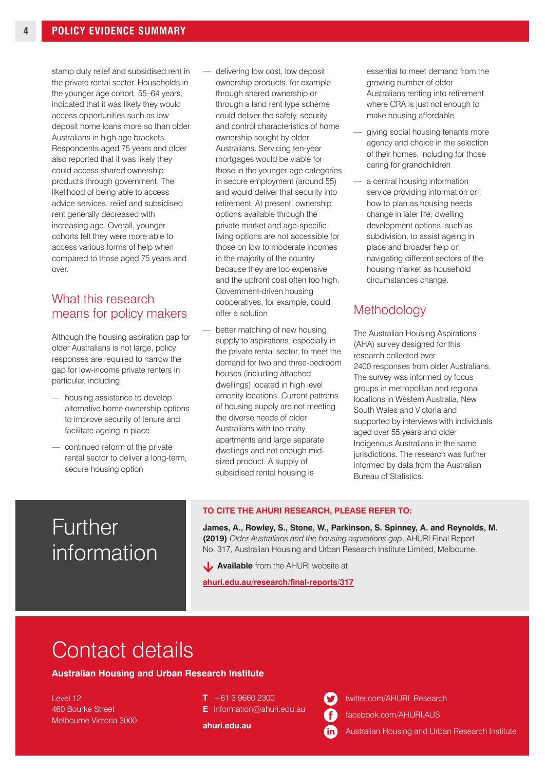stamp duty relief and subsidised rent in the private rental sector. Households in the younger age cohort, 55–64 years, indicated that it was likely they would access opportunities such as low deposit home loans more so than older Australians in high age brackets. Respondents aged 75 years and older also reported that it was likely they could access shared ownership products through government. The likelihood of being able to access advice services, relief and subsidised rent generally decreased with increasing age. Overall, younger cohorts felt they were more able to access various forms of help when compared to those aged 75 years and over.

## What this research means for policy makers

Although the housing aspiration gap for older Australians is not large, policy responses are required to narrow the gap for low-income private renters in particular, including:

- housing assistance to develop alternative home ownership options to improve security of tenure and facilitate ageing in place
- continued reform of the private rental sector to deliver a long-term, secure housing option
- delivering low cost, low deposit ownership products, for example through shared ownership or through a land rent type scheme could deliver the safety, security and control characteristics of home ownership sought by older Australians. Servicing ten-year mortgages would be viable for those in the younger age categories in secure employment (around 55) and would deliver that security into retirement. At present, ownership options available through the private market and age-specific living options are not accessible for those on low to moderate incomes in the majority of the country because they are too expensive and the upfront cost often too high. Government-driven housing cooperatives, for example, could offer a solution
- better matching of new housing supply to aspirations, especially in the private rental sector, to meet the demand for two and three-bedroom houses (including attached dwellings) located in high level amenity locations. Current patterns of housing supply are not meeting the diverse needs of older Australians with too many apartments and large separate dwellings and not enough mid-sized product. A supply of subsidised rental housing is essential to meet demand from the growing number of older Australians renting into retirement where CRA is just not enough to make housing affordable
- giving social housing tenants more agency and choice in the selection of their homes, including for those caring for grandchildren
- a central housing information service providing information on how to plan as housing needs change in later life; dwelling development options, such as subdivision, to assist ageing in place and broader help on navigating different sectors of the housing market as household circumstances change.

## Methodology

The Australian Housing Aspirations (AHA) survey designed for this research collected over 2400 responses from older Australians. The survey was informed by focus groups in metropolitan and regional locations in Western Australia, New South Wales and Victoria and supported by interviews with individuals aged over 55 years and older Indigenous Australians in the same jurisdictions. The research was further informed by data from the Australian Bureau of Statistics.

## Further information

**TO CITE THE AHURI RESEARCH, PLEASE REFER TO:**

**James, A., Rowley, S., Stone, W., Parkinson, S. Spinney, A. and Reynolds, M. (2019)** *Older Australians and the housing aspirations gap*, AHURI Final Report No. 317, Australian Housing and Urban Research Institute Limited, Melbourne.

**Available** from the AHURI website at

ahuri.edu.au/research/final-reports/317

## Contact details

**Australian Housing and Urban Research Institute**

Level 12
460 Bourke Street
Melbourne Victoria 3000

**T** +61 3 9660 2300
**E** information@ahuri.edu.au

**ahuri.edu.au**

twitter.com/AHURI_Research
facebook.com/AHURI.AUS
Australian Housing and Urban Research Institute